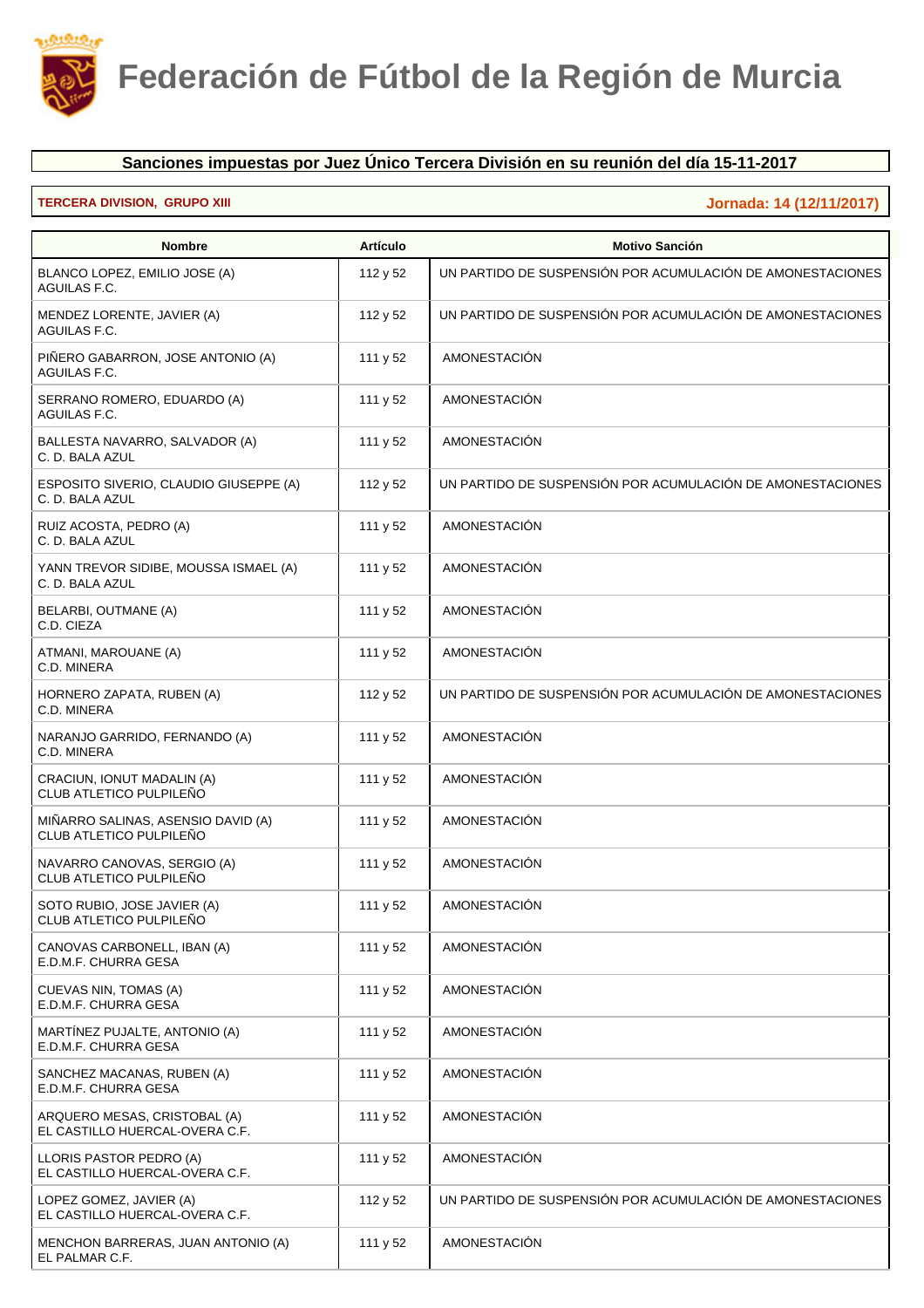# Federación de Fútbol de la Región de Murcia

## Sanciones impuestas por Juez Único Tercera División en su reunión del día 15-11-2017

**TERCERA DIVISION, GRUPO XIII** — **Jornada: 14 (12/11/2017)**

| Nombre | Artículo | Motivo Sanción |
|---|---|---|
| BLANCO LOPEZ, EMILIO JOSE (A)<br>AGUILAS F.C. | 112 y 52 | UN PARTIDO DE SUSPENSIÓN POR ACUMULACIÓN DE AMONESTACIONES |
| MENDEZ LORENTE, JAVIER (A)<br>AGUILAS F.C. | 112 y 52 | UN PARTIDO DE SUSPENSIÓN POR ACUMULACIÓN DE AMONESTACIONES |
| PIÑERO GABARRON, JOSE ANTONIO (A)<br>AGUILAS F.C. | 111 y 52 | AMONESTACIÓN |
| SERRANO ROMERO, EDUARDO (A)<br>AGUILAS F.C. | 111 y 52 | AMONESTACIÓN |
| BALLESTA NAVARRO, SALVADOR (A)<br>C. D. BALA AZUL | 111 y 52 | AMONESTACIÓN |
| ESPOSITO SIVERIO, CLAUDIO GIUSEPPE (A)<br>C. D. BALA AZUL | 112 y 52 | UN PARTIDO DE SUSPENSIÓN POR ACUMULACIÓN DE AMONESTACIONES |
| RUIZ ACOSTA, PEDRO (A)<br>C. D. BALA AZUL | 111 y 52 | AMONESTACIÓN |
| YANN TREVOR SIDIBE, MOUSSA ISMAEL (A)<br>C. D. BALA AZUL | 111 y 52 | AMONESTACIÓN |
| BELARBI, OUTMANE (A)<br>C.D. CIEZA | 111 y 52 | AMONESTACIÓN |
| ATMANI, MAROUANE (A)<br>C.D. MINERA | 111 y 52 | AMONESTACIÓN |
| HORNERO ZAPATA, RUBEN (A)<br>C.D. MINERA | 112 y 52 | UN PARTIDO DE SUSPENSIÓN POR ACUMULACIÓN DE AMONESTACIONES |
| NARANJO GARRIDO, FERNANDO (A)<br>C.D. MINERA | 111 y 52 | AMONESTACIÓN |
| CRACIUN, IONUT MADALIN (A)<br>CLUB ATLETICO PULPILEÑO | 111 y 52 | AMONESTACIÓN |
| MIÑARRO SALINAS, ASENSIO DAVID (A)<br>CLUB ATLETICO PULPILEÑO | 111 y 52 | AMONESTACIÓN |
| NAVARRO CANOVAS, SERGIO (A)<br>CLUB ATLETICO PULPILEÑO | 111 y 52 | AMONESTACIÓN |
| SOTO RUBIO, JOSE JAVIER (A)<br>CLUB ATLETICO PULPILEÑO | 111 y 52 | AMONESTACIÓN |
| CANOVAS CARBONELL, IBAN (A)<br>E.D.M.F. CHURRA GESA | 111 y 52 | AMONESTACIÓN |
| CUEVAS NIN, TOMAS (A)<br>E.D.M.F. CHURRA GESA | 111 y 52 | AMONESTACIÓN |
| MARTÍNEZ PUJALTE, ANTONIO (A)<br>E.D.M.F. CHURRA GESA | 111 y 52 | AMONESTACIÓN |
| SANCHEZ MACANAS, RUBEN (A)<br>E.D.M.F. CHURRA GESA | 111 y 52 | AMONESTACIÓN |
| ARQUERO MESAS, CRISTOBAL (A)<br>EL CASTILLO HUERCAL-OVERA C.F. | 111 y 52 | AMONESTACIÓN |
| LLORIS PASTOR PEDRO (A)<br>EL CASTILLO HUERCAL-OVERA C.F. | 111 y 52 | AMONESTACIÓN |
| LOPEZ GOMEZ, JAVIER (A)<br>EL CASTILLO HUERCAL-OVERA C.F. | 112 y 52 | UN PARTIDO DE SUSPENSIÓN POR ACUMULACIÓN DE AMONESTACIONES |
| MENCHON BARRERAS, JUAN ANTONIO (A)<br>EL PALMAR C.F. | 111 y 52 | AMONESTACIÓN |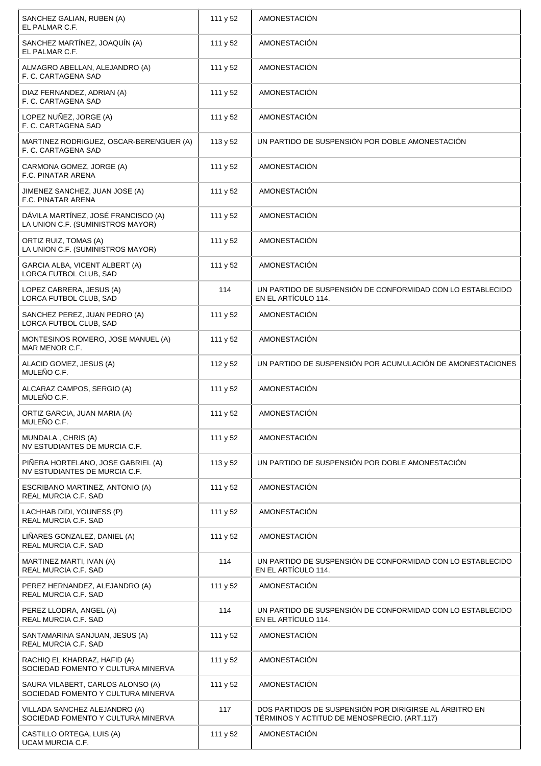| | | |
|---|---|---|
| SANCHEZ GALIAN, RUBEN (A)<br>EL PALMAR C.F. | 111 y 52 | AMONESTACIÓN |
| SANCHEZ MARTÍNEZ, JOAQUÍN (A)<br>EL PALMAR C.F. | 111 y 52 | AMONESTACIÓN |
| ALMAGRO ABELLAN, ALEJANDRO (A)<br>F. C. CARTAGENA SAD | 111 y 52 | AMONESTACIÓN |
| DIAZ FERNANDEZ, ADRIAN (A)<br>F. C. CARTAGENA SAD | 111 y 52 | AMONESTACIÓN |
| LOPEZ NUÑEZ, JORGE (A)<br>F. C. CARTAGENA SAD | 111 y 52 | AMONESTACIÓN |
| MARTINEZ RODRIGUEZ, OSCAR-BERENGUER (A)<br>F. C. CARTAGENA SAD | 113 y 52 | UN PARTIDO DE SUSPENSIÓN POR DOBLE AMONESTACIÓN |
| CARMONA GOMEZ, JORGE (A)<br>F.C. PINATAR ARENA | 111 y 52 | AMONESTACIÓN |
| JIMENEZ SANCHEZ, JUAN JOSE (A)<br>F.C. PINATAR ARENA | 111 y 52 | AMONESTACIÓN |
| DÁVILA MARTÍNEZ, JOSÉ FRANCISCO (A)<br>LA UNION C.F. (SUMINISTROS MAYOR) | 111 y 52 | AMONESTACIÓN |
| ORTIZ RUIZ, TOMAS (A)<br>LA UNION C.F. (SUMINISTROS MAYOR) | 111 y 52 | AMONESTACIÓN |
| GARCIA ALBA, VICENT ALBERT (A)<br>LORCA FUTBOL CLUB, SAD | 111 y 52 | AMONESTACIÓN |
| LOPEZ CABRERA, JESUS (A)<br>LORCA FUTBOL CLUB, SAD | 114 | UN PARTIDO DE SUSPENSIÓN DE CONFORMIDAD CON LO ESTABLECIDO EN EL ARTÍCULO 114. |
| SANCHEZ PEREZ, JUAN PEDRO (A)<br>LORCA FUTBOL CLUB, SAD | 111 y 52 | AMONESTACIÓN |
| MONTESINOS ROMERO, JOSE MANUEL (A)<br>MAR MENOR C.F. | 111 y 52 | AMONESTACIÓN |
| ALACID GOMEZ, JESUS (A)<br>MULEÑO C.F. | 112 y 52 | UN PARTIDO DE SUSPENSIÓN POR ACUMULACIÓN DE AMONESTACIONES |
| ALCARAZ CAMPOS, SERGIO (A)<br>MULEÑO C.F. | 111 y 52 | AMONESTACIÓN |
| ORTIZ GARCIA, JUAN MARIA (A)<br>MULEÑO C.F. | 111 y 52 | AMONESTACIÓN |
| MUNDALA , CHRIS (A)<br>NV ESTUDIANTES DE MURCIA C.F. | 111 y 52 | AMONESTACIÓN |
| PIÑERA HORTELANO, JOSE GABRIEL (A)<br>NV ESTUDIANTES DE MURCIA C.F. | 113 y 52 | UN PARTIDO DE SUSPENSIÓN POR DOBLE AMONESTACIÓN |
| ESCRIBANO MARTINEZ, ANTONIO (A)<br>REAL MURCIA C.F. SAD | 111 y 52 | AMONESTACIÓN |
| LACHHAB DIDI, YOUNESS (P)<br>REAL MURCIA C.F. SAD | 111 y 52 | AMONESTACIÓN |
| LIÑARES GONZALEZ, DANIEL (A)<br>REAL MURCIA C.F. SAD | 111 y 52 | AMONESTACIÓN |
| MARTINEZ MARTI, IVAN (A)<br>REAL MURCIA C.F. SAD | 114 | UN PARTIDO DE SUSPENSIÓN DE CONFORMIDAD CON LO ESTABLECIDO EN EL ARTÍCULO 114. |
| PEREZ HERNANDEZ, ALEJANDRO (A)<br>REAL MURCIA C.F. SAD | 111 y 52 | AMONESTACIÓN |
| PEREZ LLODRA, ANGEL (A)<br>REAL MURCIA C.F. SAD | 114 | UN PARTIDO DE SUSPENSIÓN DE CONFORMIDAD CON LO ESTABLECIDO EN EL ARTÍCULO 114. |
| SANTAMARINA SANJUAN, JESUS (A)<br>REAL MURCIA C.F. SAD | 111 y 52 | AMONESTACIÓN |
| RACHIQ EL KHARRAZ, HAFID (A)<br>SOCIEDAD FOMENTO Y CULTURA MINERVA | 111 y 52 | AMONESTACIÓN |
| SAURA VILABERT, CARLOS ALONSO (A)<br>SOCIEDAD FOMENTO Y CULTURA MINERVA | 111 y 52 | AMONESTACIÓN |
| VILLADA SANCHEZ ALEJANDRO (A)<br>SOCIEDAD FOMENTO Y CULTURA MINERVA | 117 | DOS PARTIDOS DE SUSPENSIÓN POR DIRIGIRSE AL ÁRBITRO EN TÉRMINOS Y ACTITUD DE MENOSPRECIO. (ART.117) |
| CASTILLO ORTEGA, LUIS (A)<br>UCAM MURCIA C.F. | 111 y 52 | AMONESTACIÓN |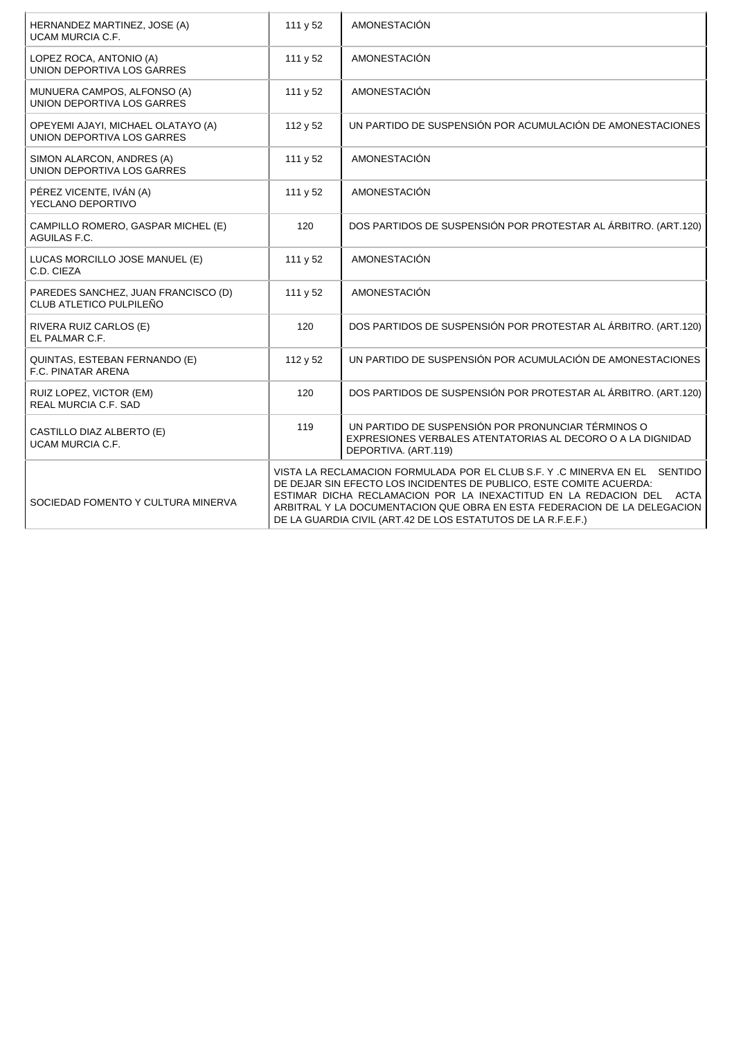| | | |
|---|---|---|
| HERNANDEZ MARTINEZ, JOSE (A)<br>UCAM MURCIA C.F. | 111 y 52 | AMONESTACIÓN |
| LOPEZ ROCA, ANTONIO (A)<br>UNION DEPORTIVA LOS GARRES | 111 y 52 | AMONESTACIÓN |
| MUNUERA CAMPOS, ALFONSO (A)<br>UNION DEPORTIVA LOS GARRES | 111 y 52 | AMONESTACIÓN |
| OPEYEMI AJAYI, MICHAEL OLATAYO (A)<br>UNION DEPORTIVA LOS GARRES | 112 y 52 | UN PARTIDO DE SUSPENSIÓN POR ACUMULACIÓN DE AMONESTACIONES |
| SIMON ALARCON, ANDRES (A)<br>UNION DEPORTIVA LOS GARRES | 111 y 52 | AMONESTACIÓN |
| PÉREZ VICENTE, IVÁN (A)<br>YECLANO DEPORTIVO | 111 y 52 | AMONESTACIÓN |
| CAMPILLO ROMERO, GASPAR MICHEL (E)<br>AGUILAS F.C. | 120 | DOS PARTIDOS DE SUSPENSIÓN POR PROTESTAR AL ÁRBITRO. (ART.120) |
| LUCAS MORCILLO JOSE MANUEL (E)<br>C.D. CIEZA | 111 y 52 | AMONESTACIÓN |
| PAREDES SANCHEZ, JUAN FRANCISCO (D)<br>CLUB ATLETICO PULPILEÑO | 111 y 52 | AMONESTACIÓN |
| RIVERA RUIZ CARLOS (E)<br>EL PALMAR C.F. | 120 | DOS PARTIDOS DE SUSPENSIÓN POR PROTESTAR AL ÁRBITRO. (ART.120) |
| QUINTAS, ESTEBAN FERNANDO (E)<br>F.C. PINATAR ARENA | 112 y 52 | UN PARTIDO DE SUSPENSIÓN POR ACUMULACIÓN DE AMONESTACIONES |
| RUIZ LOPEZ, VICTOR (EM)<br>REAL MURCIA C.F. SAD | 120 | DOS PARTIDOS DE SUSPENSIÓN POR PROTESTAR AL ÁRBITRO. (ART.120) |
| CASTILLO DIAZ ALBERTO (E)<br>UCAM MURCIA C.F. | 119 | UN PARTIDO DE SUSPENSIÓN POR PRONUNCIAR TÉRMINOS O EXPRESIONES VERBALES ATENTATORIAS AL DECORO O A LA DIGNIDAD DEPORTIVA. (ART.119) |
| SOCIEDAD FOMENTO Y CULTURA MINERVA | VISTA LA RECLAMACION FORMULADA POR EL CLUB S.F. Y .C MINERVA EN EL SENTIDO DE DEJAR SIN EFECTO LOS INCIDENTES DE PUBLICO, ESTE COMITE ACUERDA: ESTIMAR DICHA RECLAMACION POR LA INEXACTITUD EN LA REDACION DEL ACTA ARBITRAL Y LA DOCUMENTACION QUE OBRA EN ESTA FEDERACION DE LA DELEGACION DE LA GUARDIA CIVIL (ART.42 DE LOS ESTATUTOS DE LA R.F.E.F.) | |